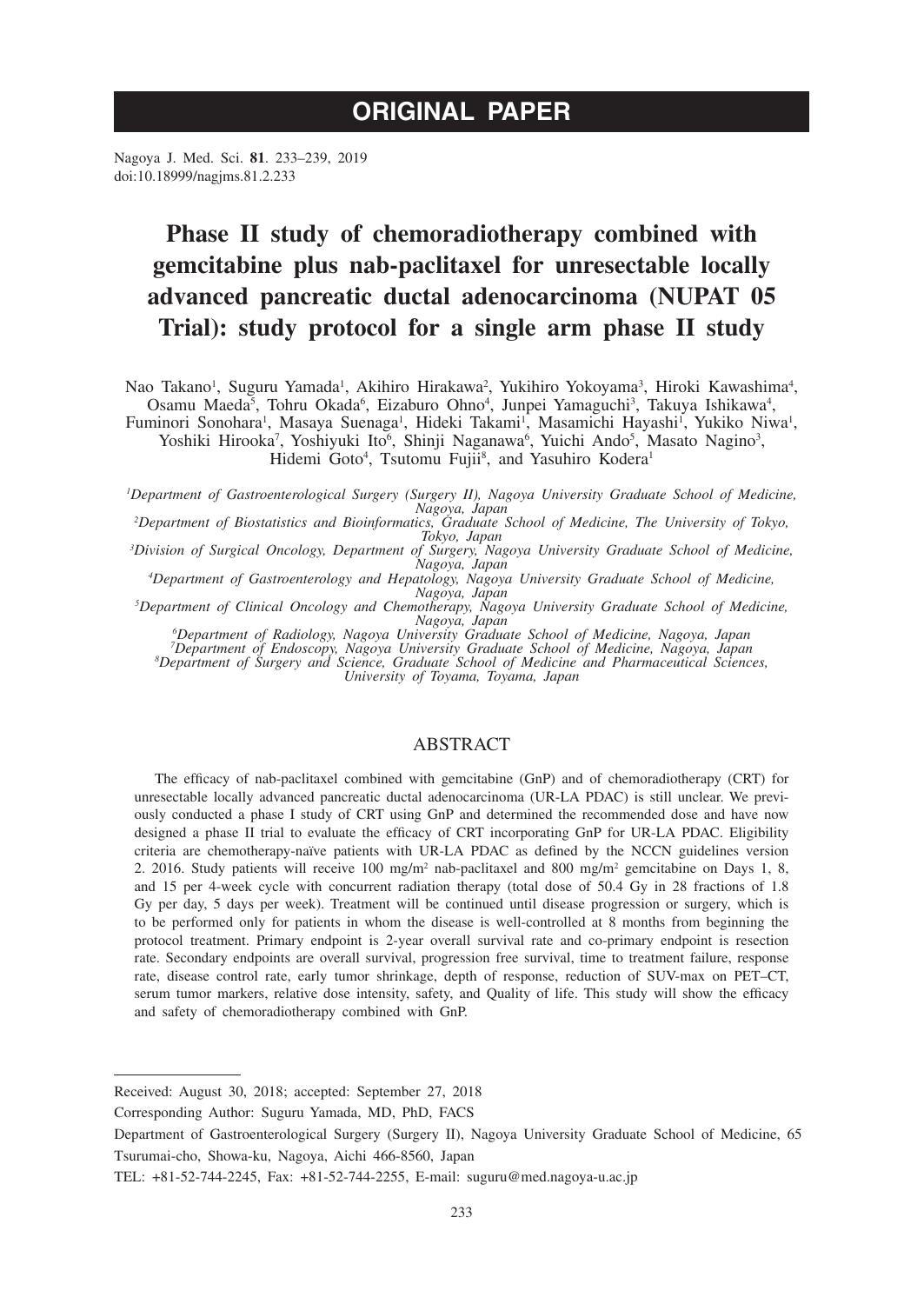ORIGINAL PAPER

Nagoya J. Med. Sci. **81**. 233–239, 2019
doi:10.18999/nagjms.81.2.233

# Phase II study of chemoradiotherapy combined with gemcitabine plus nab-paclitaxel for unresectable locally advanced pancreatic ductal adenocarcinoma (NUPAT 05 Trial): study protocol for a single arm phase II study

Nao Takano[1], Suguru Yamada[1], Akihiro Hirakawa[2], Yukihiro Yokoyama[3], Hiroki Kawashima[4], Osamu Maeda[5], Tohru Okada[6], Eizaburo Ohno[4], Junpei Yamaguchi[3], Takuya Ishikawa[4], Fuminori Sonohara[1], Masaya Suenaga[1], Hideki Takami[1], Masamichi Hayashi[1], Yukiko Niwa[1], Yoshiki Hirooka[7], Yoshiyuki Ito[6], Shinji Naganawa[6], Yuichi Ando[5], Masato Nagino[3], Hidemi Goto[4], Tsutomu Fujii[8], and Yasuhiro Kodera[1]

*[1]Department of Gastroenterological Surgery (Surgery II), Nagoya University Graduate School of Medicine, Nagoya, Japan*
*[2]Department of Biostatistics and Bioinformatics, Graduate School of Medicine, The University of Tokyo, Tokyo, Japan*
*[3]Division of Surgical Oncology, Department of Surgery, Nagoya University Graduate School of Medicine, Nagoya, Japan*
*[4]Department of Gastroenterology and Hepatology, Nagoya University Graduate School of Medicine, Nagoya, Japan*
*[5]Department of Clinical Oncology and Chemotherapy, Nagoya University Graduate School of Medicine, Nagoya, Japan*
*[6]Department of Radiology, Nagoya University Graduate School of Medicine, Nagoya, Japan*
*[7]Department of Endoscopy, Nagoya University Graduate School of Medicine, Nagoya, Japan*
*[8]Department of Surgery and Science, Graduate School of Medicine and Pharmaceutical Sciences, University of Toyama, Toyama, Japan*

## ABSTRACT

The efficacy of nab-paclitaxel combined with gemcitabine (GnP) and of chemoradiotherapy (CRT) for unresectable locally advanced pancreatic ductal adenocarcinoma (UR-LA PDAC) is still unclear. We previously conducted a phase I study of CRT using GnP and determined the recommended dose and have now designed a phase II trial to evaluate the efficacy of CRT incorporating GnP for UR-LA PDAC. Eligibility criteria are chemotherapy-naïve patients with UR-LA PDAC as defined by the NCCN guidelines version 2. 2016. Study patients will receive 100 mg/m$^2$ nab-paclitaxel and 800 mg/m$^2$ gemcitabine on Days 1, 8, and 15 per 4-week cycle with concurrent radiation therapy (total dose of 50.4 Gy in 28 fractions of 1.8 Gy per day, 5 days per week). Treatment will be continued until disease progression or surgery, which is to be performed only for patients in whom the disease is well-controlled at 8 months from beginning the protocol treatment. Primary endpoint is 2-year overall survival rate and co-primary endpoint is resection rate. Secondary endpoints are overall survival, progression free survival, time to treatment failure, response rate, disease control rate, early tumor shrinkage, depth of response, reduction of SUV-max on PET–CT, serum tumor markers, relative dose intensity, safety, and Quality of life. This study will show the efficacy and safety of chemoradiotherapy combined with GnP.

---

Received: August 30, 2018; accepted: September 27, 2018

Corresponding Author: Suguru Yamada, MD, PhD, FACS

Department of Gastroenterological Surgery (Surgery II), Nagoya University Graduate School of Medicine, 65 Tsurumai-cho, Showa-ku, Nagoya, Aichi 466-8560, Japan

TEL: +81-52-744-2245, Fax: +81-52-744-2255, E-mail: suguru@med.nagoya-u.ac.jp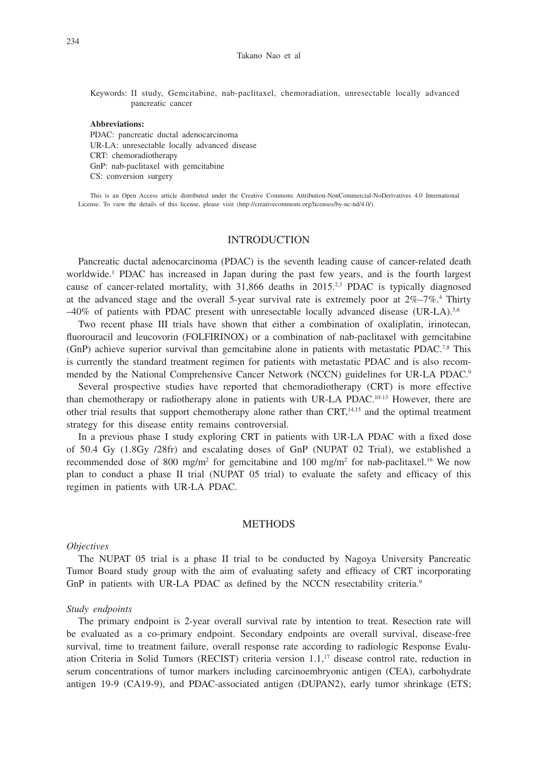Keywords: II study, Gemcitabine, nab-paclitaxel, chemoradiation, unresectable locally advanced pancreatic cancer

**Abbreviations:**
PDAC: pancreatic ductal adenocarcinoma
UR-LA: unresectable locally advanced disease
CRT: chemoradiotherapy
GnP: nab-paclitaxel with gemcitabine
CS: conversion surgery

This is an Open Access article distributed under the Creative Commons Attribution-NonCommercial-NoDerivatives 4.0 International License. To view the details of this license, please visit (http://creativecommons.org/licenses/by-nc-nd/4.0/).

## INTRODUCTION

Pancreatic ductal adenocarcinoma (PDAC) is the seventh leading cause of cancer-related death worldwide.[1] PDAC has increased in Japan during the past few years, and is the fourth largest cause of cancer-related mortality, with 31,866 deaths in 2015.[2,3] PDAC is typically diagnosed at the advanced stage and the overall 5-year survival rate is extremely poor at 2%–7%.[4] Thirty –40% of patients with PDAC present with unresectable locally advanced disease (UR-LA).[5,6]

Two recent phase III trials have shown that either a combination of oxaliplatin, irinotecan, fluorouracil and leucovorin (FOLFIRINOX) or a combination of nab-paclitaxel with gemcitabine (GnP) achieve superior survival than gemcitabine alone in patients with metastatic PDAC.[7,8] This is currently the standard treatment regimen for patients with metastatic PDAC and is also recommended by the National Comprehensive Cancer Network (NCCN) guidelines for UR-LA PDAC.[9]

Several prospective studies have reported that chemoradiotherapy (CRT) is more effective than chemotherapy or radiotherapy alone in patients with UR-LA PDAC.[10-13] However, there are other trial results that support chemotherapy alone rather than CRT,[14,15] and the optimal treatment strategy for this disease entity remains controversial.

In a previous phase I study exploring CRT in patients with UR-LA PDAC with a fixed dose of 50.4 Gy (1.8Gy /28fr) and escalating doses of GnP (NUPAT 02 Trial), we established a recommended dose of 800 mg/m$^2$ for gemcitabine and 100 mg/m$^2$ for nab-paclitaxel.[16] We now plan to conduct a phase II trial (NUPAT 05 trial) to evaluate the safety and efficacy of this regimen in patients with UR-LA PDAC.

## METHODS

### *Objectives*

The NUPAT 05 trial is a phase II trial to be conducted by Nagoya University Pancreatic Tumor Board study group with the aim of evaluating safety and efficacy of CRT incorporating GnP in patients with UR-LA PDAC as defined by the NCCN resectability criteria.[9]

### *Study endpoints*

The primary endpoint is 2-year overall survival rate by intention to treat. Resection rate will be evaluated as a co-primary endpoint. Secondary endpoints are overall survival, disease-free survival, time to treatment failure, overall response rate according to radiologic Response Evaluation Criteria in Solid Tumors (RECIST) criteria version 1.1,[17] disease control rate, reduction in serum concentrations of tumor markers including carcinoembryonic antigen (CEA), carbohydrate antigen 19-9 (CA19-9), and PDAC-associated antigen (DUPAN2), early tumor shrinkage (ETS;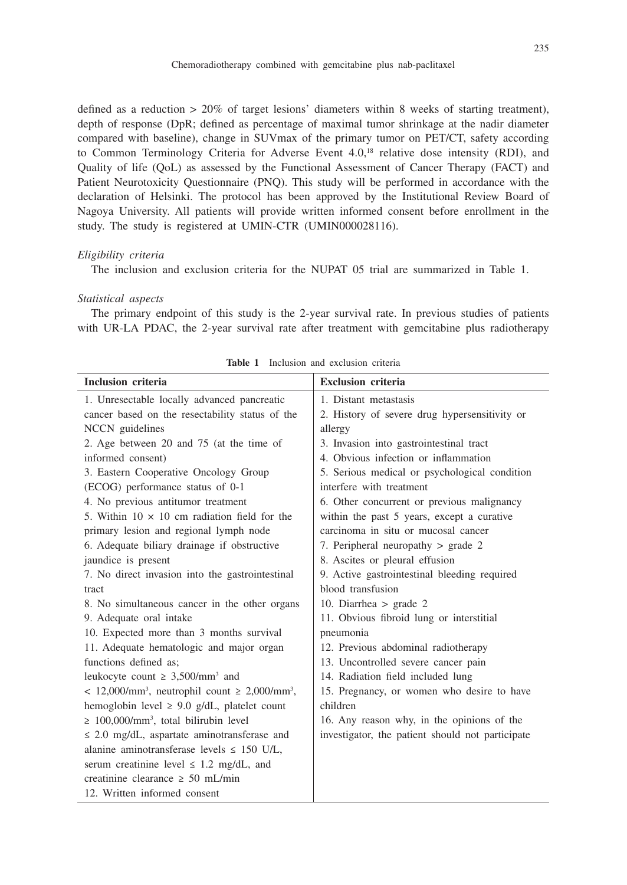defined as a reduction > 20% of target lesions' diameters within 8 weeks of starting treatment), depth of response (DpR; defined as percentage of maximal tumor shrinkage at the nadir diameter compared with baseline), change in SUVmax of the primary tumor on PET/CT, safety according to Common Terminology Criteria for Adverse Event 4.0,[18] relative dose intensity (RDI), and Quality of life (QoL) as assessed by the Functional Assessment of Cancer Therapy (FACT) and Patient Neurotoxicity Questionnaire (PNQ). This study will be performed in accordance with the declaration of Helsinki. The protocol has been approved by the Institutional Review Board of Nagoya University. All patients will provide written informed consent before enrollment in the study. The study is registered at UMIN-CTR (UMIN000028116).

*Eligibility criteria*

The inclusion and exclusion criteria for the NUPAT 05 trial are summarized in Table 1.

*Statistical aspects*

The primary endpoint of this study is the 2-year survival rate. In previous studies of patients with UR-LA PDAC, the 2-year survival rate after treatment with gemcitabine plus radiotherapy

**Table 1** Inclusion and exclusion criteria

| Inclusion criteria | Exclusion criteria |
| --- | --- |
| 1. Unresectable locally advanced pancreatic cancer based on the resectability status of the NCCN guidelines | 1. Distant metastasis |
| 2. Age between 20 and 75 (at the time of informed consent) | 2. History of severe drug hypersensitivity or allergy |
| 3. Eastern Cooperative Oncology Group (ECOG) performance status of 0-1 | 3. Invasion into gastrointestinal tract |
| 4. No previous antitumor treatment | 4. Obvious infection or inflammation |
| 5. Within 10 × 10 cm radiation field for the primary lesion and regional lymph node | 5. Serious medical or psychological condition interfere with treatment |
| 6. Adequate biliary drainage if obstructive jaundice is present | 6. Other concurrent or previous malignancy within the past 5 years, except a curative carcinoma in situ or mucosal cancer |
| 7. No direct invasion into the gastrointestinal tract | 7. Peripheral neuropathy > grade 2 |
| 8. No simultaneous cancer in the other organs | 8. Ascites or pleural effusion |
| 9. Adequate oral intake | 9. Active gastrointestinal bleeding required blood transfusion |
| 10. Expected more than 3 months survival | 10. Diarrhea > grade 2 |
| 11. Adequate hematologic and major organ functions defined as; leukocyte count ≥ 3,500/mm$^3$ and < 12,000/mm$^3$, neutrophil count ≥ 2,000/mm$^3$, hemoglobin level ≥ 9.0 g/dL, platelet count ≥ 100,000/mm$^3$, total bilirubin level ≤ 2.0 mg/dL, aspartate aminotransferase and alanine aminotransferase levels ≤ 150 U/L, serum creatinine level ≤ 1.2 mg/dL, and creatinine clearance ≥ 50 mL/min | 11. Obvious fibroid lung or interstitial pneumonia |
| 12. Written informed consent | 12. Previous abdominal radiotherapy |
| | 13. Uncontrolled severe cancer pain |
| | 14. Radiation field included lung |
| | 15. Pregnancy, or women who desire to have children |
| | 16. Any reason why, in the opinions of the investigator, the patient should not participate |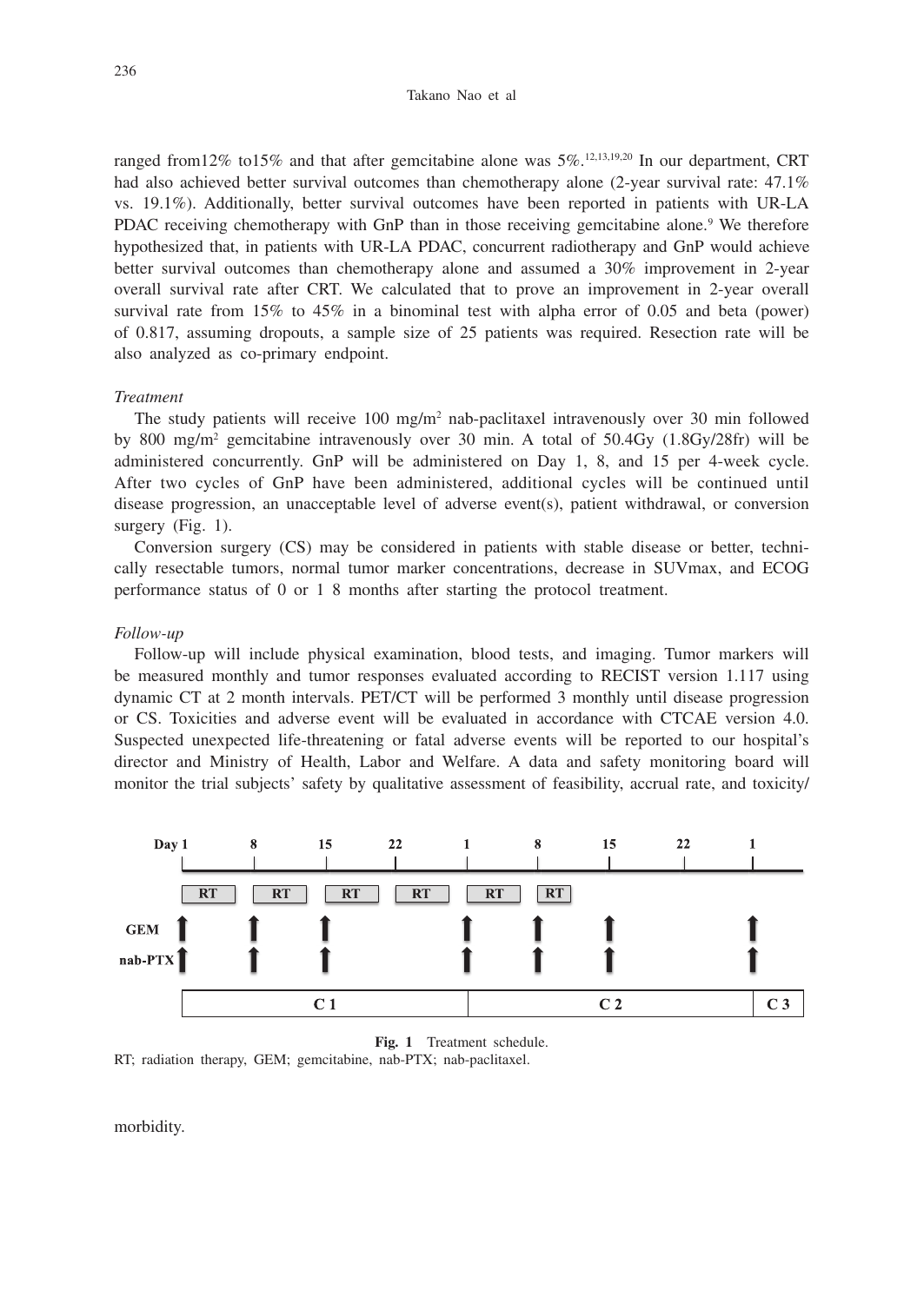ranged from12% to15% and that after gemcitabine alone was 5%.[12,13,19,20] In our department, CRT had also achieved better survival outcomes than chemotherapy alone (2-year survival rate: 47.1% vs. 19.1%). Additionally, better survival outcomes have been reported in patients with UR-LA PDAC receiving chemotherapy with GnP than in those receiving gemcitabine alone.[9] We therefore hypothesized that, in patients with UR-LA PDAC, concurrent radiotherapy and GnP would achieve better survival outcomes than chemotherapy alone and assumed a 30% improvement in 2-year overall survival rate after CRT. We calculated that to prove an improvement in 2-year overall survival rate from 15% to 45% in a binominal test with alpha error of 0.05 and beta (power) of 0.817, assuming dropouts, a sample size of 25 patients was required. Resection rate will be also analyzed as co-primary endpoint.

*Treatment*

The study patients will receive 100 mg/m$^2$ nab-paclitaxel intravenously over 30 min followed by 800 mg/m$^2$ gemcitabine intravenously over 30 min. A total of 50.4Gy (1.8Gy/28fr) will be administered concurrently. GnP will be administered on Day 1, 8, and 15 per 4-week cycle. After two cycles of GnP have been administered, additional cycles will be continued until disease progression, an unacceptable level of adverse event(s), patient withdrawal, or conversion surgery (Fig. 1).

Conversion surgery (CS) may be considered in patients with stable disease or better, technically resectable tumors, normal tumor marker concentrations, decrease in SUVmax, and ECOG performance status of 0 or 1 8 months after starting the protocol treatment.

*Follow-up*

Follow-up will include physical examination, blood tests, and imaging. Tumor markers will be measured monthly and tumor responses evaluated according to RECIST version 1.1[17] using dynamic CT at 2 month intervals. PET/CT will be performed 3 monthly until disease progression or CS. Toxicities and adverse event will be evaluated in accordance with CTCAE version 4.0. Suspected unexpected life-threatening or fatal adverse events will be reported to our hospital's director and Ministry of Health, Labor and Welfare. A data and safety monitoring board will monitor the trial subjects' safety by qualitative assessment of feasibility, accrual rate, and toxicity/morbidity.

**Fig. 1** Treatment schedule.
RT; radiation therapy, GEM; gemcitabine, nab-PTX; nab-paclitaxel.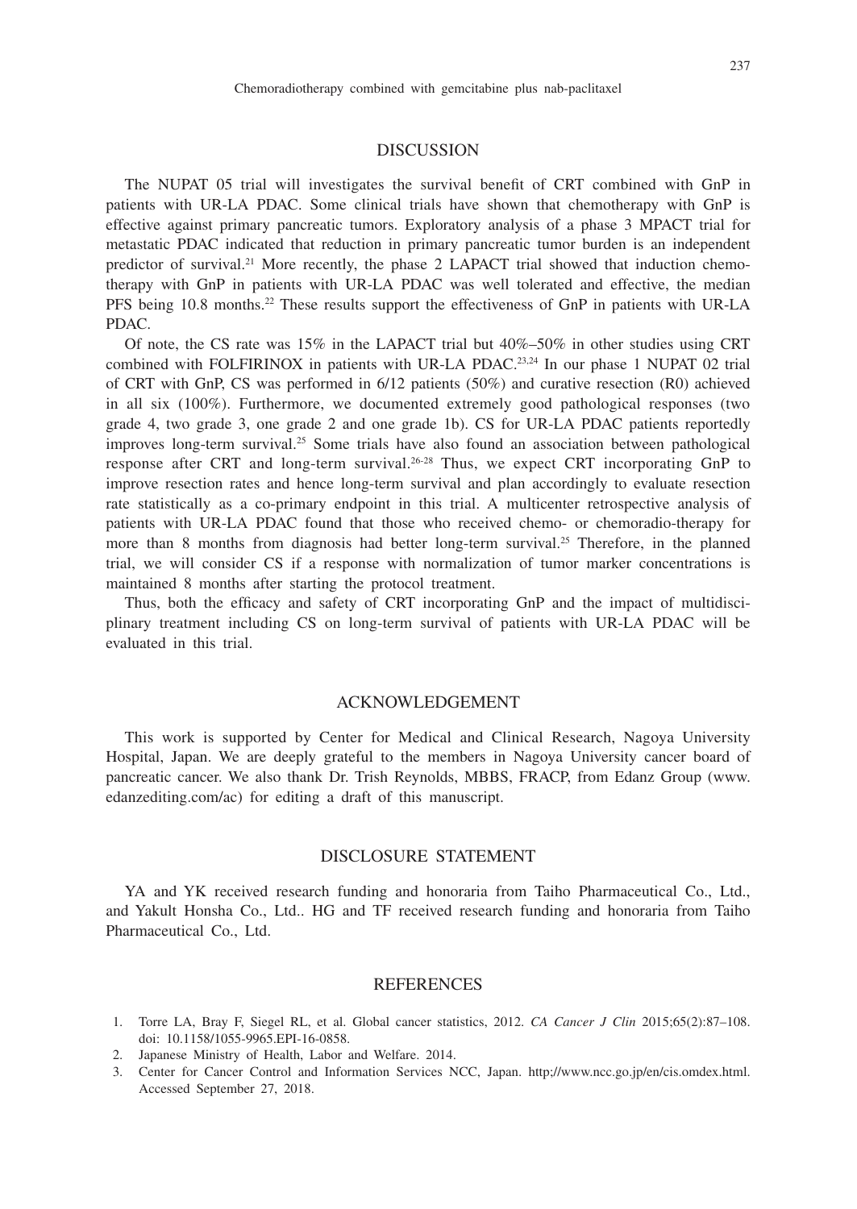## DISCUSSION

The NUPAT 05 trial will investigates the survival benefit of CRT combined with GnP in patients with UR-LA PDAC. Some clinical trials have shown that chemotherapy with GnP is effective against primary pancreatic tumors. Exploratory analysis of a phase 3 MPACT trial for metastatic PDAC indicated that reduction in primary pancreatic tumor burden is an independent predictor of survival.[21] More recently, the phase 2 LAPACT trial showed that induction chemotherapy with GnP in patients with UR-LA PDAC was well tolerated and effective, the median PFS being 10.8 months.[22] These results support the effectiveness of GnP in patients with UR-LA PDAC.

Of note, the CS rate was 15% in the LAPACT trial but 40%–50% in other studies using CRT combined with FOLFIRINOX in patients with UR-LA PDAC.[23,24] In our phase 1 NUPAT 02 trial of CRT with GnP, CS was performed in 6/12 patients (50%) and curative resection (R0) achieved in all six (100%). Furthermore, we documented extremely good pathological responses (two grade 4, two grade 3, one grade 2 and one grade 1b). CS for UR-LA PDAC patients reportedly improves long-term survival.[25] Some trials have also found an association between pathological response after CRT and long-term survival.[26-28] Thus, we expect CRT incorporating GnP to improve resection rates and hence long-term survival and plan accordingly to evaluate resection rate statistically as a co-primary endpoint in this trial. A multicenter retrospective analysis of patients with UR-LA PDAC found that those who received chemo- or chemoradio-therapy for more than 8 months from diagnosis had better long-term survival.[25] Therefore, in the planned trial, we will consider CS if a response with normalization of tumor marker concentrations is maintained 8 months after starting the protocol treatment.

Thus, both the efficacy and safety of CRT incorporating GnP and the impact of multidisciplinary treatment including CS on long-term survival of patients with UR-LA PDAC will be evaluated in this trial.

## ACKNOWLEDGEMENT

This work is supported by Center for Medical and Clinical Research, Nagoya University Hospital, Japan. We are deeply grateful to the members in Nagoya University cancer board of pancreatic cancer. We also thank Dr. Trish Reynolds, MBBS, FRACP, from Edanz Group (www.edanzediting.com/ac) for editing a draft of this manuscript.

## DISCLOSURE STATEMENT

YA and YK received research funding and honoraria from Taiho Pharmaceutical Co., Ltd., and Yakult Honsha Co., Ltd.. HG and TF received research funding and honoraria from Taiho Pharmaceutical Co., Ltd.

## REFERENCES

1. Torre LA, Bray F, Siegel RL, et al. Global cancer statistics, 2012. *CA Cancer J Clin* 2015;65(2):87–108. doi: 10.1158/1055-9965.EPI-16-0858.
2. Japanese Ministry of Health, Labor and Welfare. 2014.
3. Center for Cancer Control and Information Services NCC, Japan. http;//www.ncc.go.jp/en/cis.omdex.html. Accessed September 27, 2018.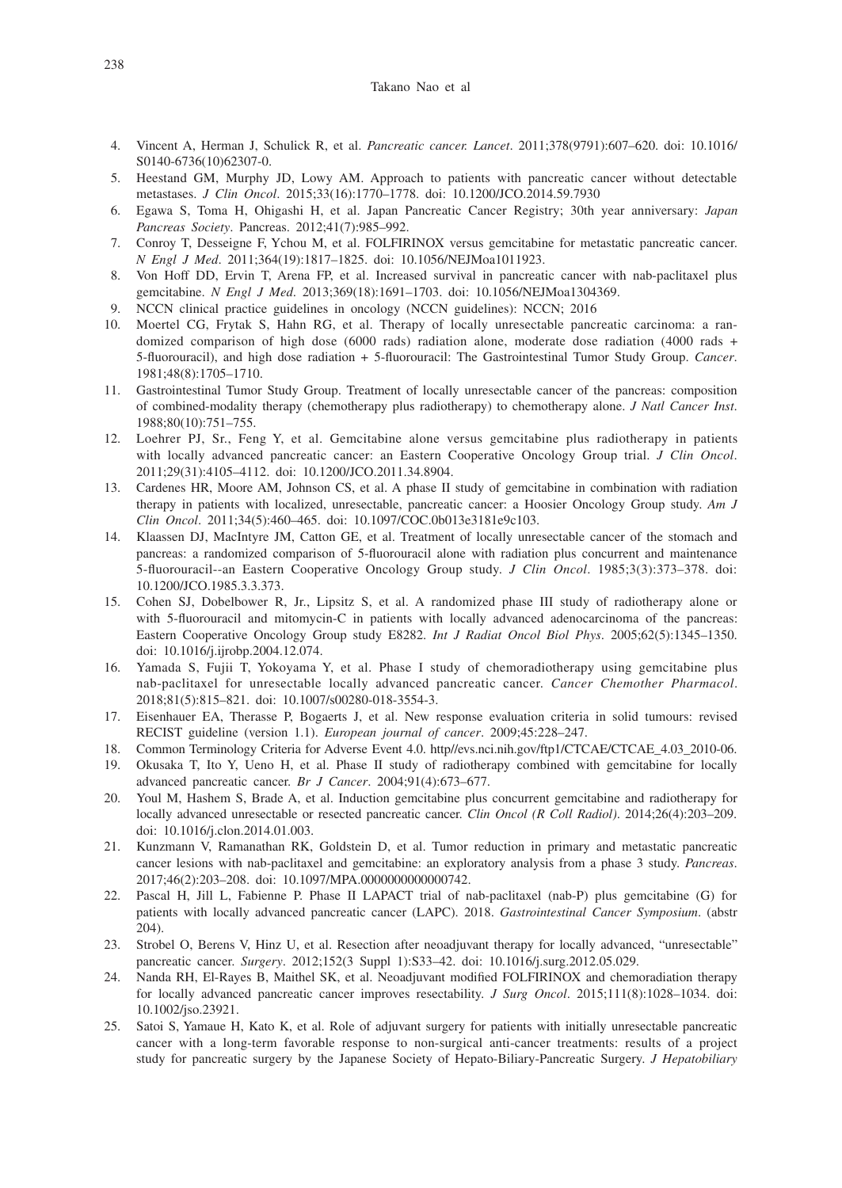4. Vincent A, Herman J, Schulick R, et al. *Pancreatic cancer. Lancet*. 2011;378(9791):607–620. doi: 10.1016/S0140-6736(10)62307-0.
5. Heestand GM, Murphy JD, Lowy AM. Approach to patients with pancreatic cancer without detectable metastases. *J Clin Oncol*. 2015;33(16):1770–1778. doi: 10.1200/JCO.2014.59.7930
6. Egawa S, Toma H, Ohigashi H, et al. Japan Pancreatic Cancer Registry; 30th year anniversary: *Japan Pancreas Society*. Pancreas. 2012;41(7):985–992.
7. Conroy T, Desseigne F, Ychou M, et al. FOLFIRINOX versus gemcitabine for metastatic pancreatic cancer. *N Engl J Med*. 2011;364(19):1817–1825. doi: 10.1056/NEJMoa1011923.
8. Von Hoff DD, Ervin T, Arena FP, et al. Increased survival in pancreatic cancer with nab-paclitaxel plus gemcitabine. *N Engl J Med*. 2013;369(18):1691–1703. doi: 10.1056/NEJMoa1304369.
9. NCCN clinical practice guidelines in oncology (NCCN guidelines): NCCN; 2016
10. Moertel CG, Frytak S, Hahn RG, et al. Therapy of locally unresectable pancreatic carcinoma: a randomized comparison of high dose (6000 rads) radiation alone, moderate dose radiation (4000 rads + 5-fluorouracil), and high dose radiation + 5-fluorouracil: The Gastrointestinal Tumor Study Group. *Cancer*. 1981;48(8):1705–1710.
11. Gastrointestinal Tumor Study Group. Treatment of locally unresectable cancer of the pancreas: composition of combined-modality therapy (chemotherapy plus radiotherapy) to chemotherapy alone. *J Natl Cancer Inst*. 1988;80(10):751–755.
12. Loehrer PJ, Sr., Feng Y, et al. Gemcitabine alone versus gemcitabine plus radiotherapy in patients with locally advanced pancreatic cancer: an Eastern Cooperative Oncology Group trial. *J Clin Oncol*. 2011;29(31):4105–4112. doi: 10.1200/JCO.2011.34.8904.
13. Cardenes HR, Moore AM, Johnson CS, et al. A phase II study of gemcitabine in combination with radiation therapy in patients with localized, unresectable, pancreatic cancer: a Hoosier Oncology Group study. *Am J Clin Oncol*. 2011;34(5):460–465. doi: 10.1097/COC.0b013e3181e9c103.
14. Klaassen DJ, MacIntyre JM, Catton GE, et al. Treatment of locally unresectable cancer of the stomach and pancreas: a randomized comparison of 5-fluorouracil alone with radiation plus concurrent and maintenance 5-fluorouracil--an Eastern Cooperative Oncology Group study. *J Clin Oncol*. 1985;3(3):373–378. doi: 10.1200/JCO.1985.3.3.373.
15. Cohen SJ, Dobelbower R, Jr., Lipsitz S, et al. A randomized phase III study of radiotherapy alone or with 5-fluorouracil and mitomycin-C in patients with locally advanced adenocarcinoma of the pancreas: Eastern Cooperative Oncology Group study E8282. *Int J Radiat Oncol Biol Phys*. 2005;62(5):1345–1350. doi: 10.1016/j.ijrobp.2004.12.074.
16. Yamada S, Fujii T, Yokoyama Y, et al. Phase I study of chemoradiotherapy using gemcitabine plus nab-paclitaxel for unresectable locally advanced pancreatic cancer. *Cancer Chemother Pharmacol*. 2018;81(5):815–821. doi: 10.1007/s00280-018-3554-3.
17. Eisenhauer EA, Therasse P, Bogaerts J, et al. New response evaluation criteria in solid tumours: revised RECIST guideline (version 1.1). *European journal of cancer*. 2009;45:228–247.
18. Common Terminology Criteria for Adverse Event 4.0. http//evs.nci.nih.gov/ftp1/CTCAE/CTCAE_4.03_2010-06.
19. Okusaka T, Ito Y, Ueno H, et al. Phase II study of radiotherapy combined with gemcitabine for locally advanced pancreatic cancer. *Br J Cancer*. 2004;91(4):673–677.
20. Youl M, Hashem S, Brade A, et al. Induction gemcitabine plus concurrent gemcitabine and radiotherapy for locally advanced unresectable or resected pancreatic cancer. *Clin Oncol (R Coll Radiol)*. 2014;26(4):203–209. doi: 10.1016/j.clon.2014.01.003.
21. Kunzmann V, Ramanathan RK, Goldstein D, et al. Tumor reduction in primary and metastatic pancreatic cancer lesions with nab-paclitaxel and gemcitabine: an exploratory analysis from a phase 3 study. *Pancreas*. 2017;46(2):203–208. doi: 10.1097/MPA.0000000000000742.
22. Pascal H, Jill L, Fabienne P. Phase II LAPACT trial of nab-paclitaxel (nab-P) plus gemcitabine (G) for patients with locally advanced pancreatic cancer (LAPC). 2018. *Gastrointestinal Cancer Symposium*. (abstr 204).
23. Strobel O, Berens V, Hinz U, et al. Resection after neoadjuvant therapy for locally advanced, "unresectable" pancreatic cancer. *Surgery*. 2012;152(3 Suppl 1):S33–42. doi: 10.1016/j.surg.2012.05.029.
24. Nanda RH, El-Rayes B, Maithel SK, et al. Neoadjuvant modified FOLFIRINOX and chemoradiation therapy for locally advanced pancreatic cancer improves resectability. *J Surg Oncol*. 2015;111(8):1028–1034. doi: 10.1002/jso.23921.
25. Satoi S, Yamaue H, Kato K, et al. Role of adjuvant surgery for patients with initially unresectable pancreatic cancer with a long-term favorable response to non-surgical anti-cancer treatments: results of a project study for pancreatic surgery by the Japanese Society of Hepato-Biliary-Pancreatic Surgery. *J Hepatobiliary*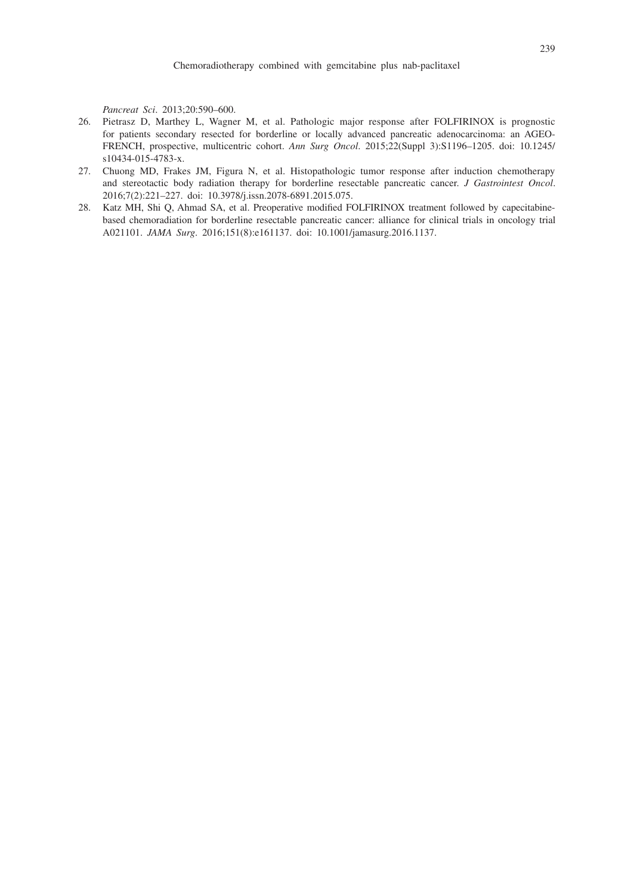*Pancreat Sci*. 2013;20:590–600.

26. Pietrasz D, Marthey L, Wagner M, et al. Pathologic major response after FOLFIRINOX is prognostic for patients secondary resected for borderline or locally advanced pancreatic adenocarcinoma: an AGEO-FRENCH, prospective, multicentric cohort. *Ann Surg Oncol*. 2015;22(Suppl 3):S1196–1205. doi: 10.1245/s10434-015-4783-x.
27. Chuong MD, Frakes JM, Figura N, et al. Histopathologic tumor response after induction chemotherapy and stereotactic body radiation therapy for borderline resectable pancreatic cancer. *J Gastrointest Oncol*. 2016;7(2):221–227. doi: 10.3978/j.issn.2078-6891.2015.075.
28. Katz MH, Shi Q, Ahmad SA, et al. Preoperative modified FOLFIRINOX treatment followed by capecitabine-based chemoradiation for borderline resectable pancreatic cancer: alliance for clinical trials in oncology trial A021101. *JAMA Surg*. 2016;151(8):e161137. doi: 10.1001/jamasurg.2016.1137.